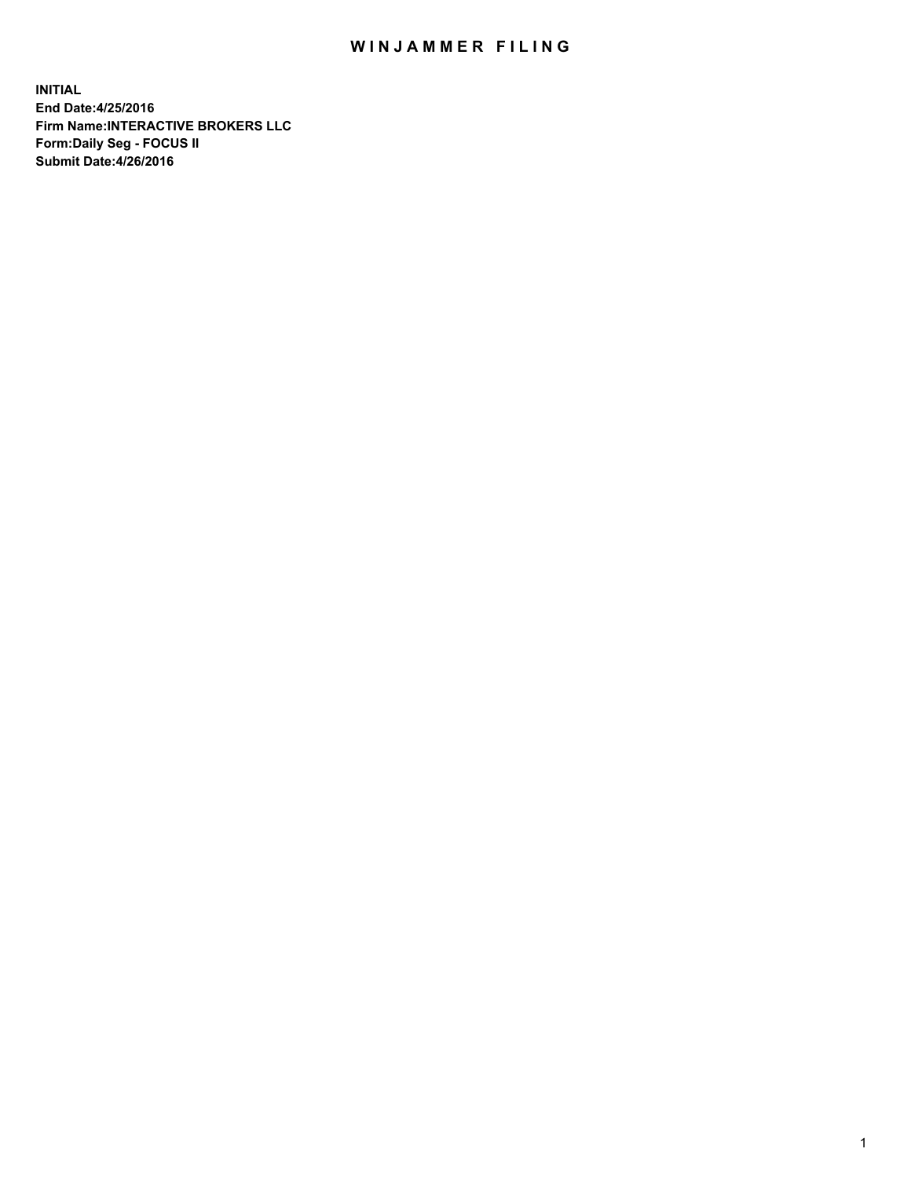# WINJAMMER FILING

**INITIAL**
**End Date:4/25/2016**
**Firm Name:INTERACTIVE BROKERS LLC**
**Form:Daily Seg - FOCUS II**
**Submit Date:4/26/2016**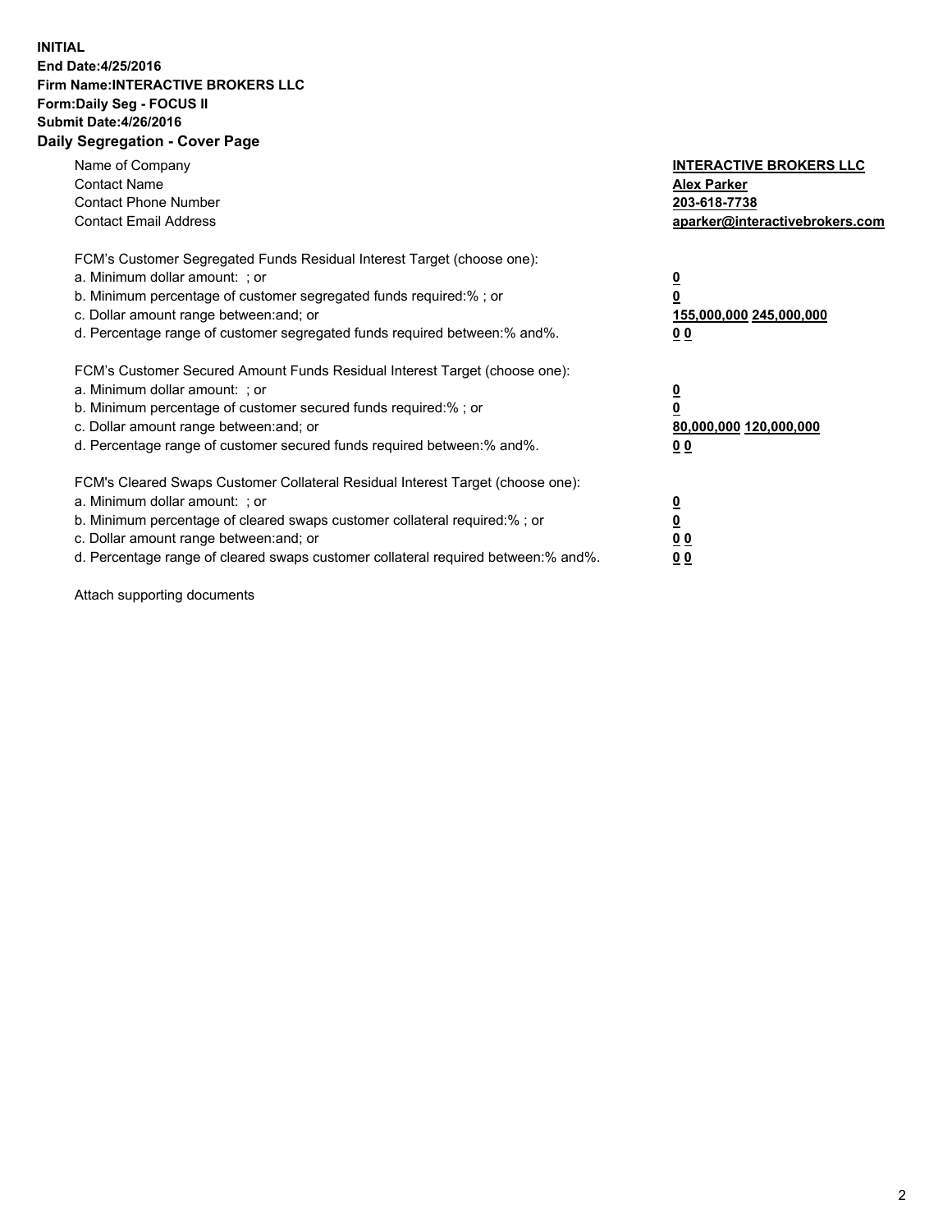**INITIAL**
**End Date:4/25/2016**
**Firm Name:INTERACTIVE BROKERS LLC**
**Form:Daily Seg - FOCUS II**
**Submit Date:4/26/2016**

## Daily Segregation - Cover Page

| | |
|---|---|
| Name of Company | **INTERACTIVE BROKERS LLC** |
| Contact Name | **Alex Parker** |
| Contact Phone Number | **203-618-7738** |
| Contact Email Address | **aparker@interactivebrokers.com** |

FCM's Customer Segregated Funds Residual Interest Target (choose one):

| | |
|---|---|
| a. Minimum dollar amount: ; or | **0** |
| b. Minimum percentage of customer segregated funds required:% ; or | **0** |
| c. Dollar amount range between:and; or | **155,000,000 245,000,000** |
| d. Percentage range of customer segregated funds required between:% and%. | **0 0** |

FCM's Customer Secured Amount Funds Residual Interest Target (choose one):

| | |
|---|---|
| a. Minimum dollar amount: ; or | **0** |
| b. Minimum percentage of customer secured funds required:% ; or | **0** |
| c. Dollar amount range between:and; or | **80,000,000 120,000,000** |
| d. Percentage range of customer secured funds required between:% and%. | **0 0** |

FCM's Cleared Swaps Customer Collateral Residual Interest Target (choose one):

| | |
|---|---|
| a. Minimum dollar amount: ; or | **0** |
| b. Minimum percentage of cleared swaps customer collateral required:% ; or | **0** |
| c. Dollar amount range between:and; or | **0 0** |
| d. Percentage range of cleared swaps customer collateral required between:% and%. | **0 0** |

Attach supporting documents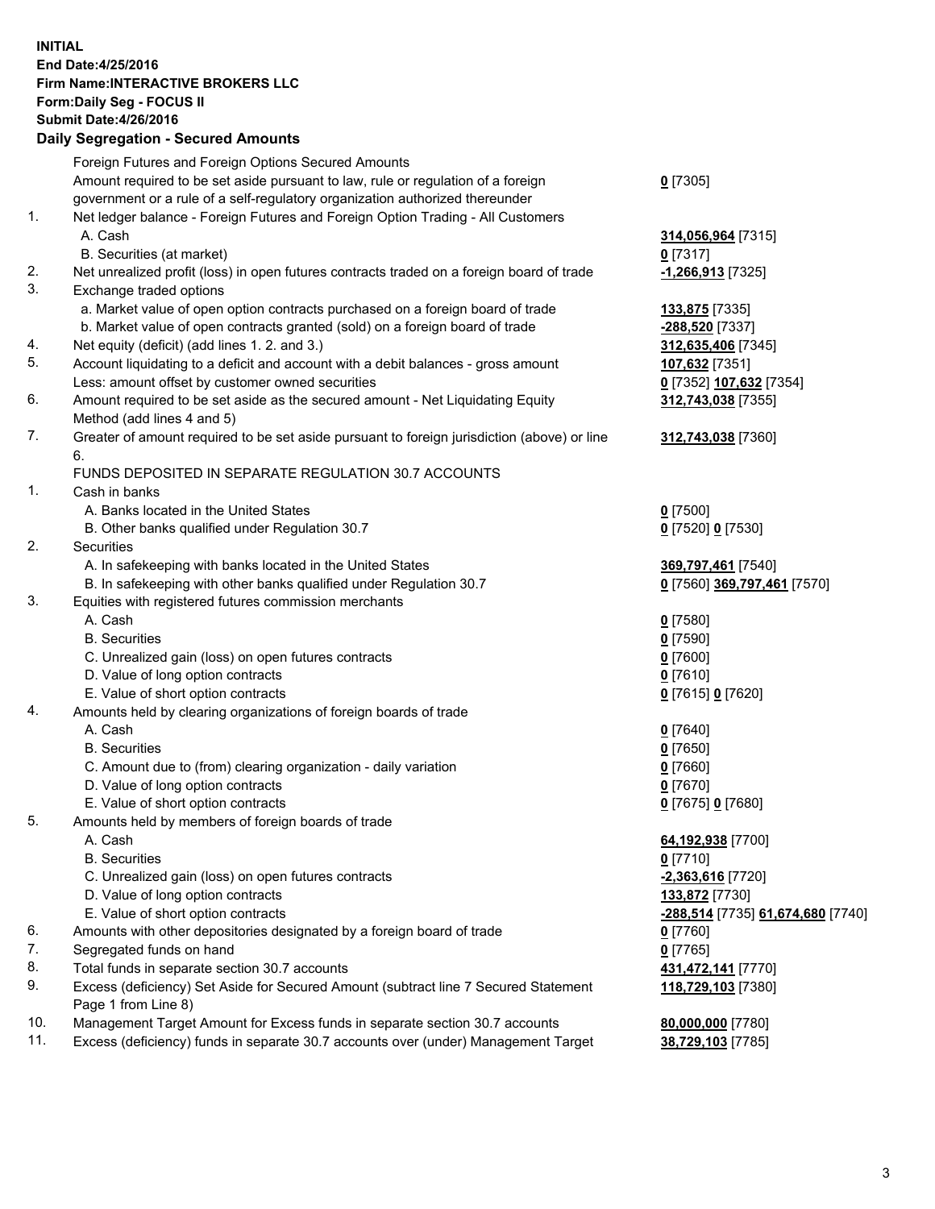**INITIAL**
**End Date:4/25/2016**
**Firm Name:INTERACTIVE BROKERS LLC**
**Form:Daily Seg - FOCUS II**
**Submit Date:4/26/2016**

### Daily Segregation - Secured Amounts

| | | |
|---|---|---|
| | Foreign Futures and Foreign Options Secured Amounts | |
| | Amount required to be set aside pursuant to law, rule or regulation of a foreign government or a rule of a self-regulatory organization authorized thereunder | **0** [7305] |
| 1. | Net ledger balance - Foreign Futures and Foreign Option Trading - All Customers | |
| | A. Cash | **314,056,964** [7315] |
| | B. Securities (at market) | **0** [7317] |
| 2. | Net unrealized profit (loss) in open futures contracts traded on a foreign board of trade | **-1,266,913** [7325] |
| 3. | Exchange traded options | |
| | a. Market value of open option contracts purchased on a foreign board of trade | **133,875** [7335] |
| | b. Market value of open contracts granted (sold) on a foreign board of trade | **-288,520** [7337] |
| 4. | Net equity (deficit) (add lines 1. 2. and 3.) | **312,635,406** [7345] |
| 5. | Account liquidating to a deficit and account with a debit balances - gross amount | **107,632** [7351] |
| | Less: amount offset by customer owned securities | **0** [7352] **107,632** [7354] |
| 6. | Amount required to be set aside as the secured amount - Net Liquidating Equity Method (add lines 4 and 5) | **312,743,038** [7355] |
| 7. | Greater of amount required to be set aside pursuant to foreign jurisdiction (above) or line 6. | **312,743,038** [7360] |
| | FUNDS DEPOSITED IN SEPARATE REGULATION 30.7 ACCOUNTS | |
| 1. | Cash in banks | |
| | A. Banks located in the United States | **0** [7500] |
| | B. Other banks qualified under Regulation 30.7 | **0** [7520] **0** [7530] |
| 2. | Securities | |
| | A. In safekeeping with banks located in the United States | **369,797,461** [7540] |
| | B. In safekeeping with other banks qualified under Regulation 30.7 | **0** [7560] **369,797,461** [7570] |
| 3. | Equities with registered futures commission merchants | |
| | A. Cash | **0** [7580] |
| | B. Securities | **0** [7590] |
| | C. Unrealized gain (loss) on open futures contracts | **0** [7600] |
| | D. Value of long option contracts | **0** [7610] |
| | E. Value of short option contracts | **0** [7615] **0** [7620] |
| 4. | Amounts held by clearing organizations of foreign boards of trade | |
| | A. Cash | **0** [7640] |
| | B. Securities | **0** [7650] |
| | C. Amount due to (from) clearing organization - daily variation | **0** [7660] |
| | D. Value of long option contracts | **0** [7670] |
| | E. Value of short option contracts | **0** [7675] **0** [7680] |
| 5. | Amounts held by members of foreign boards of trade | |
| | A. Cash | **64,192,938** [7700] |
| | B. Securities | **0** [7710] |
| | C. Unrealized gain (loss) on open futures contracts | **-2,363,616** [7720] |
| | D. Value of long option contracts | **133,872** [7730] |
| | E. Value of short option contracts | **-288,514** [7735] **61,674,680** [7740] |
| 6. | Amounts with other depositories designated by a foreign board of trade | **0** [7760] |
| 7. | Segregated funds on hand | **0** [7765] |
| 8. | Total funds in separate section 30.7 accounts | **431,472,141** [7770] |
| 9. | Excess (deficiency) Set Aside for Secured Amount (subtract line 7 Secured Statement Page 1 from Line 8) | **118,729,103** [7380] |
| 10. | Management Target Amount for Excess funds in separate section 30.7 accounts | **80,000,000** [7780] |
| 11. | Excess (deficiency) funds in separate 30.7 accounts over (under) Management Target | **38,729,103** [7785] |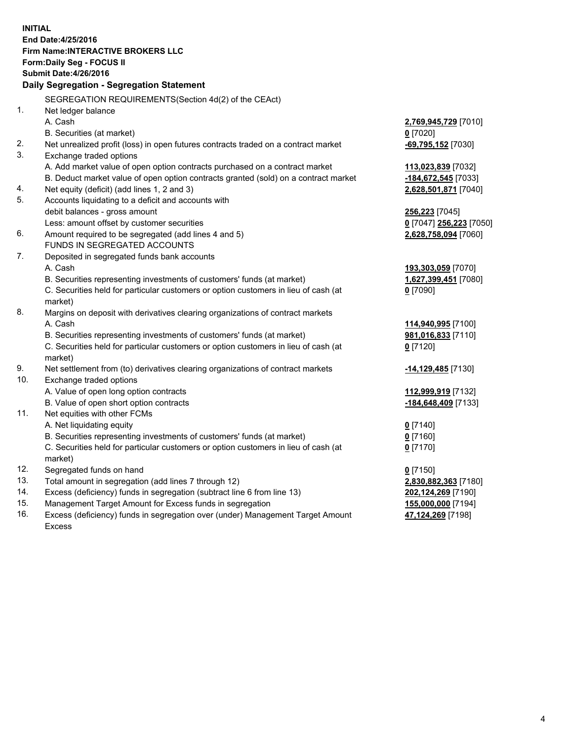**INITIAL**
**End Date:4/25/2016**
**Firm Name:INTERACTIVE BROKERS LLC**
**Form:Daily Seg - FOCUS II**
**Submit Date:4/26/2016**

## Daily Segregation - Segregation Statement

| | | |
|---|---|---|
| | SEGREGATION REQUIREMENTS(Section 4d(2) of the CEAct) | |
| 1. | Net ledger balance | |
| | A. Cash | **2,769,945,729** [7010] |
| | B. Securities (at market) | **0** [7020] |
| 2. | Net unrealized profit (loss) in open futures contracts traded on a contract market | **-69,795,152** [7030] |
| 3. | Exchange traded options | |
| | A. Add market value of open option contracts purchased on a contract market | **113,023,839** [7032] |
| | B. Deduct market value of open option contracts granted (sold) on a contract market | **-184,672,545** [7033] |
| 4. | Net equity (deficit) (add lines 1, 2 and 3) | **2,628,501,871** [7040] |
| 5. | Accounts liquidating to a deficit and accounts with | |
| | debit balances - gross amount | **256,223** [7045] |
| | Less: amount offset by customer securities | **0** [7047] **256,223** [7050] |
| 6. | Amount required to be segregated (add lines 4 and 5) | **2,628,758,094** [7060] |
| | FUNDS IN SEGREGATED ACCOUNTS | |
| 7. | Deposited in segregated funds bank accounts | |
| | A. Cash | **193,303,059** [7070] |
| | B. Securities representing investments of customers' funds (at market) | **1,627,399,451** [7080] |
| | C. Securities held for particular customers or option customers in lieu of cash (at market) | **0** [7090] |
| 8. | Margins on deposit with derivatives clearing organizations of contract markets | |
| | A. Cash | **114,940,995** [7100] |
| | B. Securities representing investments of customers' funds (at market) | **981,016,833** [7110] |
| | C. Securities held for particular customers or option customers in lieu of cash (at market) | **0** [7120] |
| 9. | Net settlement from (to) derivatives clearing organizations of contract markets | **-14,129,485** [7130] |
| 10. | Exchange traded options | |
| | A. Value of open long option contracts | **112,999,919** [7132] |
| | B. Value of open short option contracts | **-184,648,409** [7133] |
| 11. | Net equities with other FCMs | |
| | A. Net liquidating equity | **0** [7140] |
| | B. Securities representing investments of customers' funds (at market) | **0** [7160] |
| | C. Securities held for particular customers or option customers in lieu of cash (at market) | **0** [7170] |
| 12. | Segregated funds on hand | **0** [7150] |
| 13. | Total amount in segregation (add lines 7 through 12) | **2,830,882,363** [7180] |
| 14. | Excess (deficiency) funds in segregation (subtract line 6 from line 13) | **202,124,269** [7190] |
| 15. | Management Target Amount for Excess funds in segregation | **155,000,000** [7194] |
| 16. | Excess (deficiency) funds in segregation over (under) Management Target Amount Excess | **47,124,269** [7198] |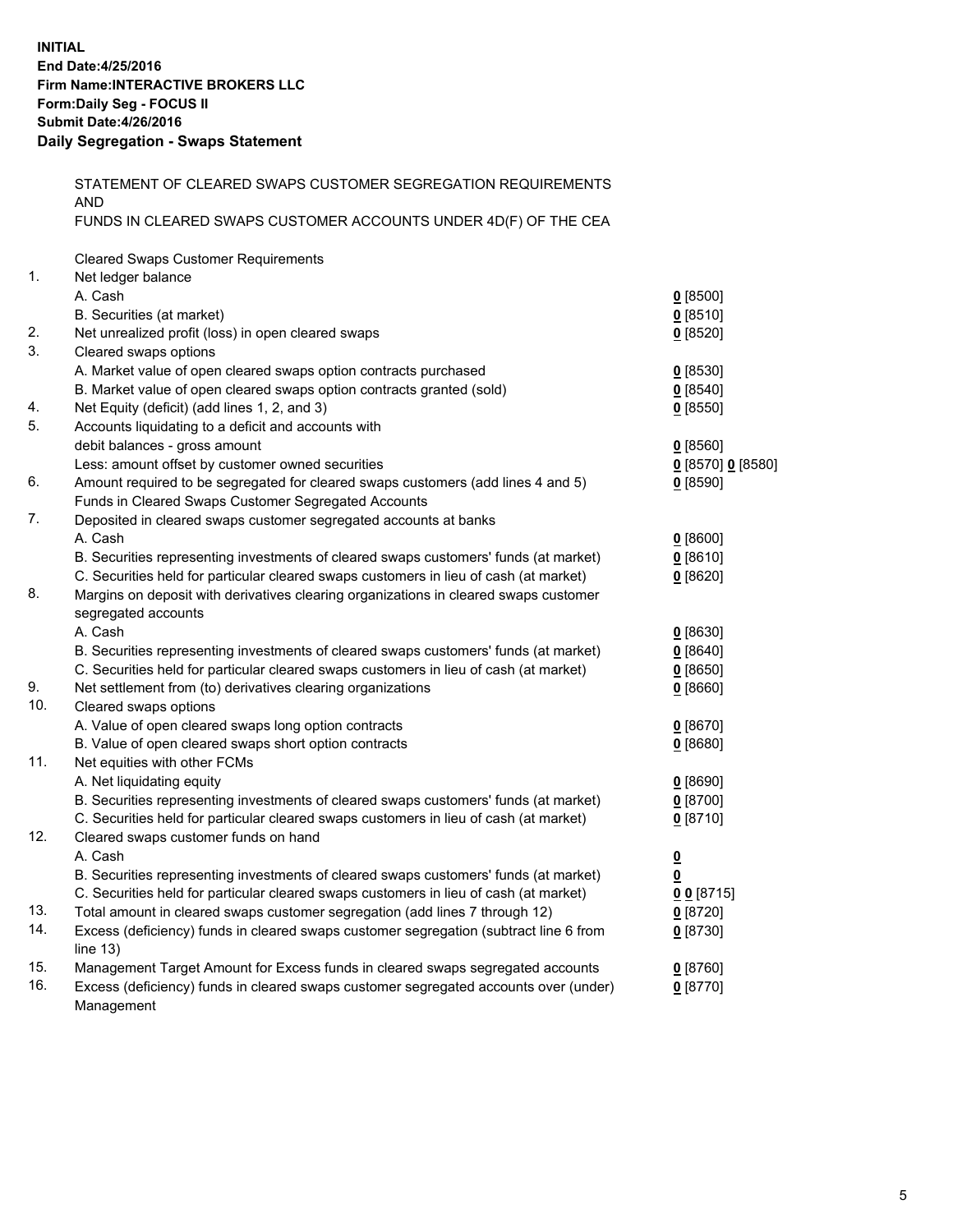**INITIAL**
**End Date:4/25/2016**
**Firm Name:INTERACTIVE BROKERS LLC**
**Form:Daily Seg - FOCUS II**
**Submit Date:4/26/2016**
**Daily Segregation - Swaps Statement**

STATEMENT OF CLEARED SWAPS CUSTOMER SEGREGATION REQUIREMENTS AND
FUNDS IN CLEARED SWAPS CUSTOMER ACCOUNTS UNDER 4D(F) OF THE CEA

| | | |
|---|---|---|
| | Cleared Swaps Customer Requirements | |
| 1. | Net ledger balance | |
| | A. Cash | 0 [8500] |
| | B. Securities (at market) | 0 [8510] |
| 2. | Net unrealized profit (loss) in open cleared swaps | 0 [8520] |
| 3. | Cleared swaps options | |
| | A. Market value of open cleared swaps option contracts purchased | 0 [8530] |
| | B. Market value of open cleared swaps option contracts granted (sold) | 0 [8540] |
| 4. | Net Equity (deficit) (add lines 1, 2, and 3) | 0 [8550] |
| 5. | Accounts liquidating to a deficit and accounts with debit balances - gross amount | 0 [8560] |
| | Less: amount offset by customer owned securities | 0 [8570] 0 [8580] |
| 6. | Amount required to be segregated for cleared swaps customers (add lines 4 and 5) | 0 [8590] |
| | Funds in Cleared Swaps Customer Segregated Accounts | |
| 7. | Deposited in cleared swaps customer segregated accounts at banks | |
| | A. Cash | 0 [8600] |
| | B. Securities representing investments of cleared swaps customers' funds (at market) | 0 [8610] |
| | C. Securities held for particular cleared swaps customers in lieu of cash (at market) | 0 [8620] |
| 8. | Margins on deposit with derivatives clearing organizations in cleared swaps customer segregated accounts | |
| | A. Cash | 0 [8630] |
| | B. Securities representing investments of cleared swaps customers' funds (at market) | 0 [8640] |
| | C. Securities held for particular cleared swaps customers in lieu of cash (at market) | 0 [8650] |
| 9. | Net settlement from (to) derivatives clearing organizations | 0 [8660] |
| 10. | Cleared swaps options | |
| | A. Value of open cleared swaps long option contracts | 0 [8670] |
| | B. Value of open cleared swaps short option contracts | 0 [8680] |
| 11. | Net equities with other FCMs | |
| | A. Net liquidating equity | 0 [8690] |
| | B. Securities representing investments of cleared swaps customers' funds (at market) | 0 [8700] |
| | C. Securities held for particular cleared swaps customers in lieu of cash (at market) | 0 [8710] |
| 12. | Cleared swaps customer funds on hand | |
| | A. Cash | 0 |
| | B. Securities representing investments of cleared swaps customers' funds (at market) | 0 |
| | C. Securities held for particular cleared swaps customers in lieu of cash (at market) | 0 0 [8715] |
| 13. | Total amount in cleared swaps customer segregation (add lines 7 through 12) | 0 [8720] |
| 14. | Excess (deficiency) funds in cleared swaps customer segregation (subtract line 6 from line 13) | 0 [8730] |
| 15. | Management Target Amount for Excess funds in cleared swaps segregated accounts | 0 [8760] |
| 16. | Excess (deficiency) funds in cleared swaps customer segregated accounts over (under) Management | 0 [8770] |